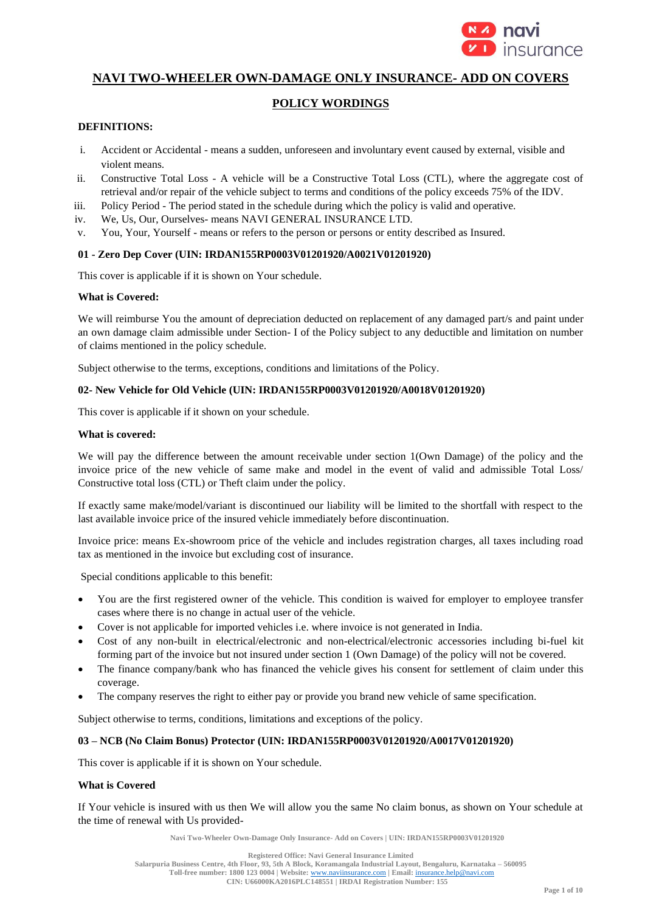# NAVI TWO-WHEELER OWN-DAMAGE ONLY INSURANCE- ADD ON COVERS

## POLICY WORDINGS

**DEFINITIONS:**

i. Accident or Accidental - means a sudden, unforeseen and involuntary event caused by external, visible and violent means.

ii. Constructive Total Loss - A vehicle will be a Constructive Total Loss (CTL), where the aggregate cost of retrieval and/or repair of the vehicle subject to terms and conditions of the policy exceeds 75% of the IDV.

iii. Policy Period - The period stated in the schedule during which the policy is valid and operative.

iv. We, Us, Our, Ourselves- means NAVI GENERAL INSURANCE LTD.

v. You, Your, Yourself - means or refers to the person or persons or entity described as Insured.

**01 - Zero Dep Cover (UIN: IRDAN155RP0003V01201920/A0021V01201920)**

This cover is applicable if it is shown on Your schedule.

**What is Covered:**

We will reimburse You the amount of depreciation deducted on replacement of any damaged part/s and paint under an own damage claim admissible under Section- I of the Policy subject to any deductible and limitation on number of claims mentioned in the policy schedule.

Subject otherwise to the terms, exceptions, conditions and limitations of the Policy.

**02- New Vehicle for Old Vehicle (UIN: IRDAN155RP0003V01201920/A0018V01201920)**

This cover is applicable if it shown on your schedule.

**What is covered:**

We will pay the difference between the amount receivable under section 1(Own Damage) of the policy and the invoice price of the new vehicle of same make and model in the event of valid and admissible Total Loss/ Constructive total loss (CTL) or Theft claim under the policy.

If exactly same make/model/variant is discontinued our liability will be limited to the shortfall with respect to the last available invoice price of the insured vehicle immediately before discontinuation.

Invoice price: means Ex-showroom price of the vehicle and includes registration charges, all taxes including road tax as mentioned in the invoice but excluding cost of insurance.

Special conditions applicable to this benefit:

- You are the first registered owner of the vehicle. This condition is waived for employer to employee transfer cases where there is no change in actual user of the vehicle.
- Cover is not applicable for imported vehicles i.e. where invoice is not generated in India.
- Cost of any non-built in electrical/electronic and non-electrical/electronic accessories including bi-fuel kit forming part of the invoice but not insured under section 1 (Own Damage) of the policy will not be covered.
- The finance company/bank who has financed the vehicle gives his consent for settlement of claim under this coverage.
- The company reserves the right to either pay or provide you brand new vehicle of same specification.

Subject otherwise to terms, conditions, limitations and exceptions of the policy.

**03 – NCB (No Claim Bonus) Protector (UIN: IRDAN155RP0003V01201920/A0017V01201920)**

This cover is applicable if it is shown on Your schedule.

**What is Covered**

If Your vehicle is insured with us then We will allow you the same No claim bonus, as shown on Your schedule at the time of renewal with Us provided-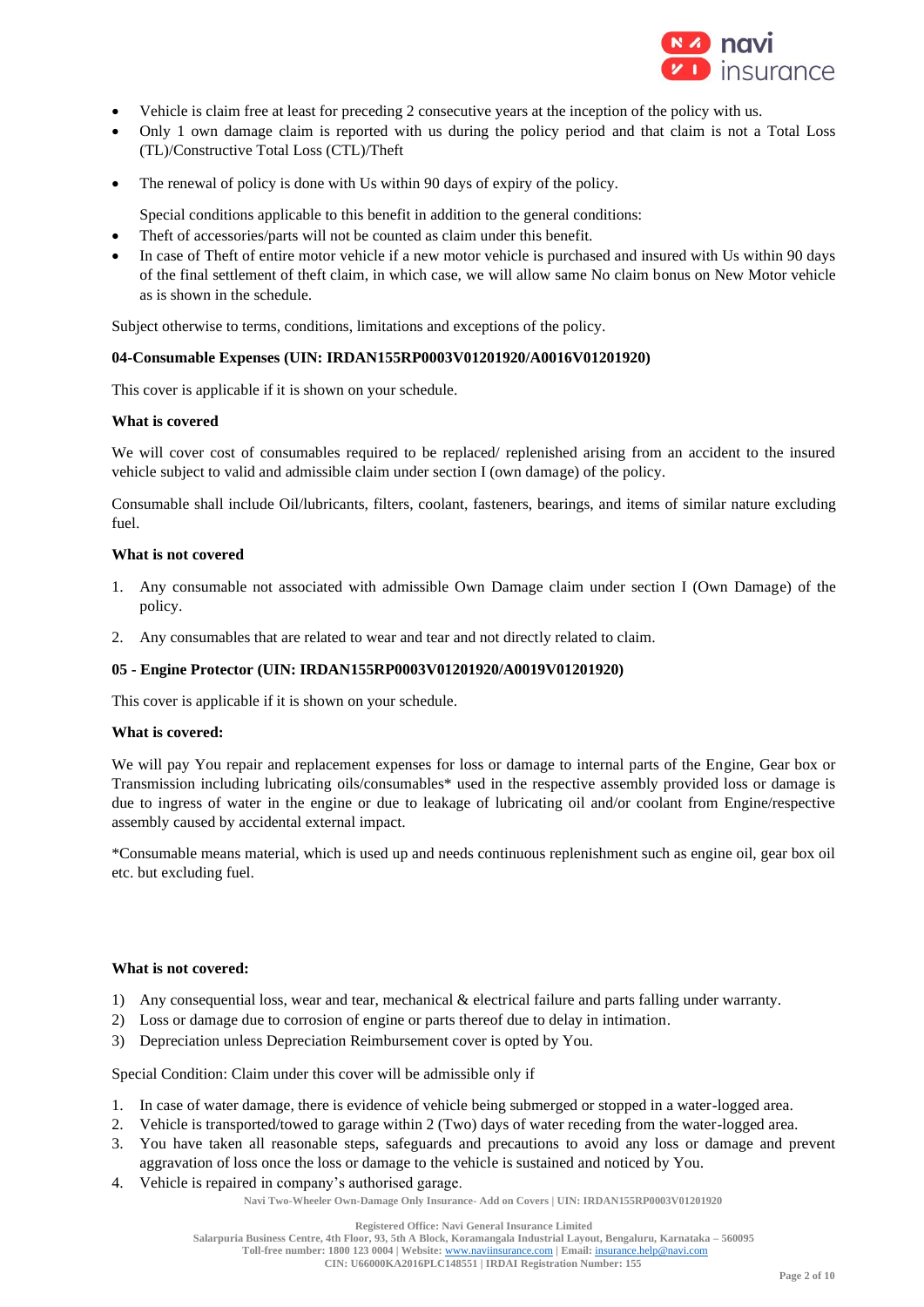- Vehicle is claim free at least for preceding 2 consecutive years at the inception of the policy with us.
- Only 1 own damage claim is reported with us during the policy period and that claim is not a Total Loss (TL)/Constructive Total Loss (CTL)/Theft
- The renewal of policy is done with Us within 90 days of expiry of the policy.

Special conditions applicable to this benefit in addition to the general conditions:

- Theft of accessories/parts will not be counted as claim under this benefit.
- In case of Theft of entire motor vehicle if a new motor vehicle is purchased and insured with Us within 90 days of the final settlement of theft claim, in which case, we will allow same No claim bonus on New Motor vehicle as is shown in the schedule.

Subject otherwise to terms, conditions, limitations and exceptions of the policy.

**04-Consumable Expenses (UIN: IRDAN155RP0003V01201920/A0016V01201920)**

This cover is applicable if it is shown on your schedule.

**What is covered**

We will cover cost of consumables required to be replaced/ replenished arising from an accident to the insured vehicle subject to valid and admissible claim under section I (own damage) of the policy.

Consumable shall include Oil/lubricants, filters, coolant, fasteners, bearings, and items of similar nature excluding fuel.

**What is not covered**

1. Any consumable not associated with admissible Own Damage claim under section I (Own Damage) of the policy.
2. Any consumables that are related to wear and tear and not directly related to claim.

**05 - Engine Protector (UIN: IRDAN155RP0003V01201920/A0019V01201920)**

This cover is applicable if it is shown on your schedule.

**What is covered:**

We will pay You repair and replacement expenses for loss or damage to internal parts of the Engine, Gear box or Transmission including lubricating oils/consumables* used in the respective assembly provided loss or damage is due to ingress of water in the engine or due to leakage of lubricating oil and/or coolant from Engine/respective assembly caused by accidental external impact.

*Consumable means material, which is used up and needs continuous replenishment such as engine oil, gear box oil etc. but excluding fuel.

**What is not covered:**

1) Any consequential loss, wear and tear, mechanical & electrical failure and parts falling under warranty.
2) Loss or damage due to corrosion of engine or parts thereof due to delay in intimation.
3) Depreciation unless Depreciation Reimbursement cover is opted by You.

Special Condition: Claim under this cover will be admissible only if

1. In case of water damage, there is evidence of vehicle being submerged or stopped in a water-logged area.
2. Vehicle is transported/towed to garage within 2 (Two) days of water receding from the water-logged area.
3. You have taken all reasonable steps, safeguards and precautions to avoid any loss or damage and prevent aggravation of loss once the loss or damage to the vehicle is sustained and noticed by You.
4. Vehicle is repaired in company's authorised garage.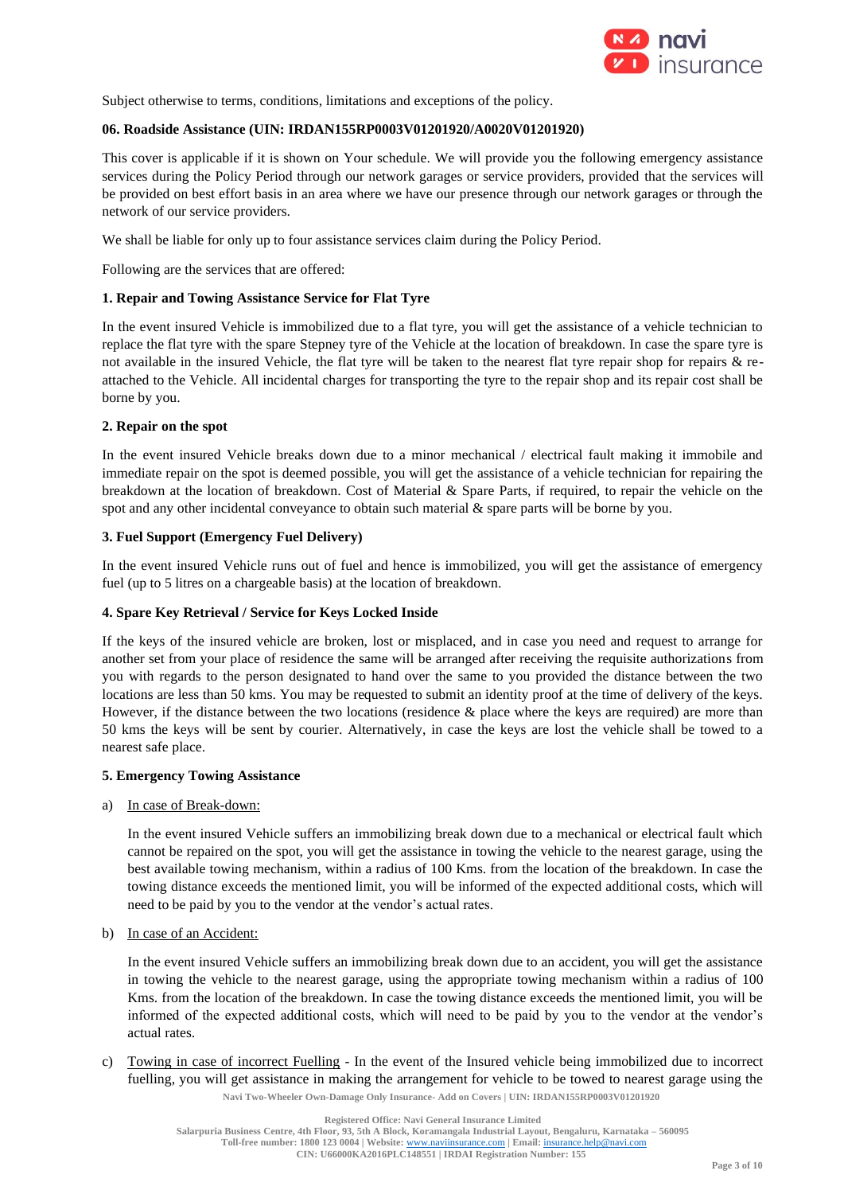Subject otherwise to terms, conditions, limitations and exceptions of the policy.

**06. Roadside Assistance (UIN: IRDAN155RP0003V01201920/A0020V01201920)**

This cover is applicable if it is shown on Your schedule. We will provide you the following emergency assistance services during the Policy Period through our network garages or service providers, provided that the services will be provided on best effort basis in an area where we have our presence through our network garages or through the network of our service providers.

We shall be liable for only up to four assistance services claim during the Policy Period.

Following are the services that are offered:

**1. Repair and Towing Assistance Service for Flat Tyre**

In the event insured Vehicle is immobilized due to a flat tyre, you will get the assistance of a vehicle technician to replace the flat tyre with the spare Stepney tyre of the Vehicle at the location of breakdown. In case the spare tyre is not available in the insured Vehicle, the flat tyre will be taken to the nearest flat tyre repair shop for repairs & re-attached to the Vehicle. All incidental charges for transporting the tyre to the repair shop and its repair cost shall be borne by you.

**2. Repair on the spot**

In the event insured Vehicle breaks down due to a minor mechanical / electrical fault making it immobile and immediate repair on the spot is deemed possible, you will get the assistance of a vehicle technician for repairing the breakdown at the location of breakdown. Cost of Material & Spare Parts, if required, to repair the vehicle on the spot and any other incidental conveyance to obtain such material & spare parts will be borne by you.

**3. Fuel Support (Emergency Fuel Delivery)**

In the event insured Vehicle runs out of fuel and hence is immobilized, you will get the assistance of emergency fuel (up to 5 litres on a chargeable basis) at the location of breakdown.

**4. Spare Key Retrieval / Service for Keys Locked Inside**

If the keys of the insured vehicle are broken, lost or misplaced, and in case you need and request to arrange for another set from your place of residence the same will be arranged after receiving the requisite authorizations from you with regards to the person designated to hand over the same to you provided the distance between the two locations are less than 50 kms. You may be requested to submit an identity proof at the time of delivery of the keys. However, if the distance between the two locations (residence & place where the keys are required) are more than 50 kms the keys will be sent by courier. Alternatively, in case the keys are lost the vehicle shall be towed to a nearest safe place.

**5. Emergency Towing Assistance**

a) <u>In case of Break-down:</u>

   In the event insured Vehicle suffers an immobilizing break down due to a mechanical or electrical fault which cannot be repaired on the spot, you will get the assistance in towing the vehicle to the nearest garage, using the best available towing mechanism, within a radius of 100 Kms. from the location of the breakdown. In case the towing distance exceeds the mentioned limit, you will be informed of the expected additional costs, which will need to be paid by you to the vendor at the vendor's actual rates.

b) <u>In case of an Accident:</u>

   In the event insured Vehicle suffers an immobilizing break down due to an accident, you will get the assistance in towing the vehicle to the nearest garage, using the appropriate towing mechanism within a radius of 100 Kms. from the location of the breakdown. In case the towing distance exceeds the mentioned limit, you will be informed of the expected additional costs, which will need to be paid by you to the vendor at the vendor's actual rates.

c) <u>Towing in case of incorrect Fuelling</u> - In the event of the Insured vehicle being immobilized due to incorrect fuelling, you will get assistance in making the arrangement for vehicle to be towed to nearest garage using the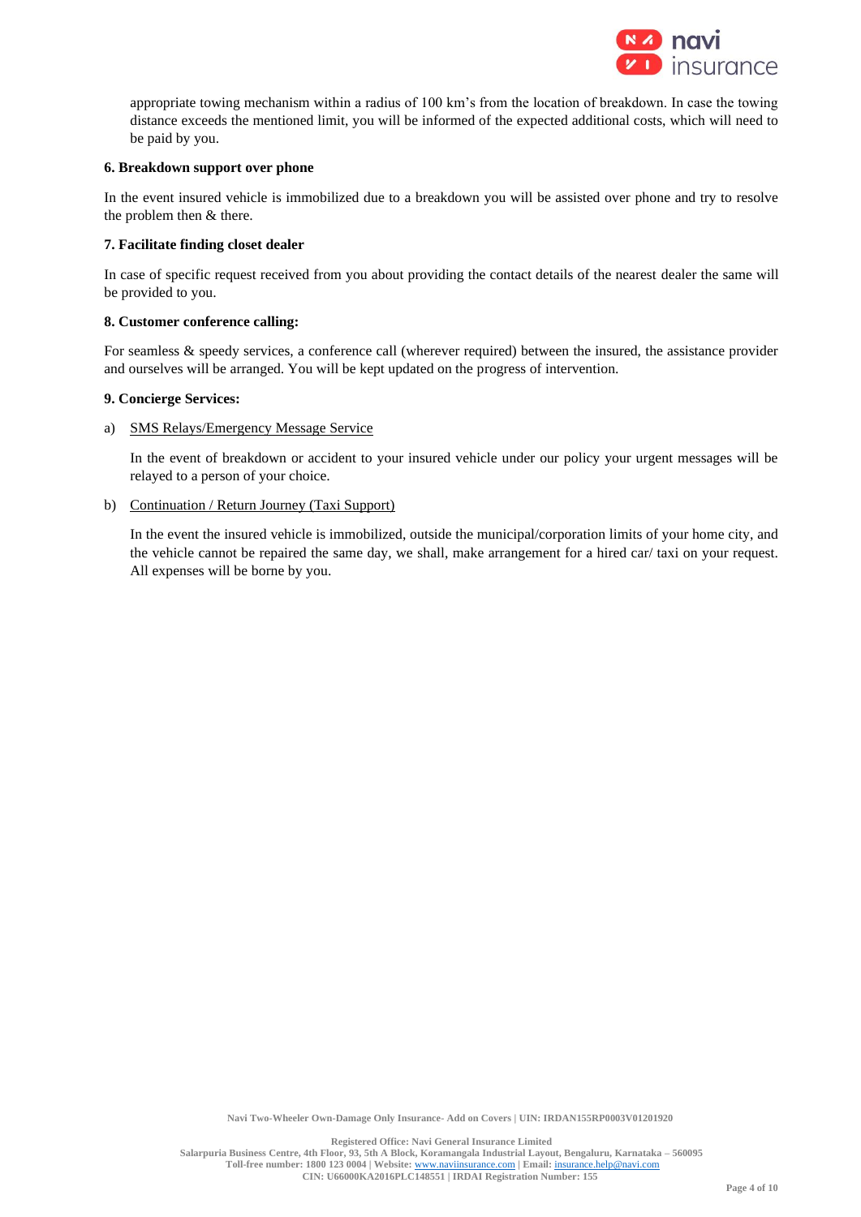appropriate towing mechanism within a radius of 100 km's from the location of breakdown. In case the towing distance exceeds the mentioned limit, you will be informed of the expected additional costs, which will need to be paid by you.

**6. Breakdown support over phone**

In the event insured vehicle is immobilized due to a breakdown you will be assisted over phone and try to resolve the problem then & there.

**7. Facilitate finding closet dealer**

In case of specific request received from you about providing the contact details of the nearest dealer the same will be provided to you.

**8. Customer conference calling:**

For seamless & speedy services, a conference call (wherever required) between the insured, the assistance provider and ourselves will be arranged. You will be kept updated on the progress of intervention.

**9. Concierge Services:**

a) SMS Relays/Emergency Message Service

In the event of breakdown or accident to your insured vehicle under our policy your urgent messages will be relayed to a person of your choice.

b) Continuation / Return Journey (Taxi Support)

In the event the insured vehicle is immobilized, outside the municipal/corporation limits of your home city, and the vehicle cannot be repaired the same day, we shall, make arrangement for a hired car/ taxi on your request. All expenses will be borne by you.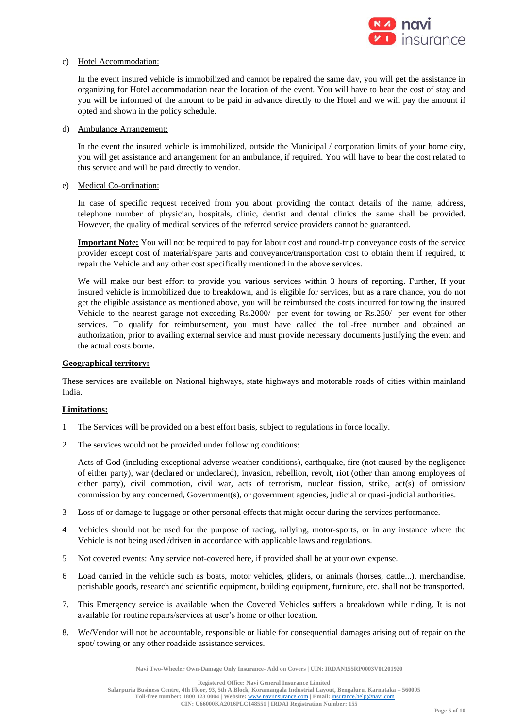c) Hotel Accommodation:

In the event insured vehicle is immobilized and cannot be repaired the same day, you will get the assistance in organizing for Hotel accommodation near the location of the event. You will have to bear the cost of stay and you will be informed of the amount to be paid in advance directly to the Hotel and we will pay the amount if opted and shown in the policy schedule.

d) Ambulance Arrangement:

In the event the insured vehicle is immobilized, outside the Municipal / corporation limits of your home city, you will get assistance and arrangement for an ambulance, if required. You will have to bear the cost related to this service and will be paid directly to vendor.

e) Medical Co-ordination:

In case of specific request received from you about providing the contact details of the name, address, telephone number of physician, hospitals, clinic, dentist and dental clinics the same shall be provided. However, the quality of medical services of the referred service providers cannot be guaranteed.

**Important Note:** You will not be required to pay for labour cost and round-trip conveyance costs of the service provider except cost of material/spare parts and conveyance/transportation cost to obtain them if required, to repair the Vehicle and any other cost specifically mentioned in the above services.

We will make our best effort to provide you various services within 3 hours of reporting. Further, If your insured vehicle is immobilized due to breakdown, and is eligible for services, but as a rare chance, you do not get the eligible assistance as mentioned above, you will be reimbursed the costs incurred for towing the insured Vehicle to the nearest garage not exceeding Rs.2000/- per event for towing or Rs.250/- per event for other services. To qualify for reimbursement, you must have called the toll-free number and obtained an authorization, prior to availing external service and must provide necessary documents justifying the event and the actual costs borne.

**Geographical territory:**

These services are available on National highways, state highways and motorable roads of cities within mainland India.

**Limitations:**

1. The Services will be provided on a best effort basis, subject to regulations in force locally.
2. The services would not be provided under following conditions:

   Acts of God (including exceptional adverse weather conditions), earthquake, fire (not caused by the negligence of either party), war (declared or undeclared), invasion, rebellion, revolt, riot (other than among employees of either party), civil commotion, civil war, acts of terrorism, nuclear fission, strike, act(s) of omission/ commission by any concerned, Government(s), or government agencies, judicial or quasi-judicial authorities.
3. Loss of or damage to luggage or other personal effects that might occur during the services performance.
4. Vehicles should not be used for the purpose of racing, rallying, motor-sports, or in any instance where the Vehicle is not being used /driven in accordance with applicable laws and regulations.
5. Not covered events: Any service not-covered here, if provided shall be at your own expense.
6. Load carried in the vehicle such as boats, motor vehicles, gliders, or animals (horses, cattle...), merchandise, perishable goods, research and scientific equipment, building equipment, furniture, etc. shall not be transported.
7. This Emergency service is available when the Covered Vehicles suffers a breakdown while riding. It is not available for routine repairs/services at user's home or other location.
8. We/Vendor will not be accountable, responsible or liable for consequential damages arising out of repair on the spot/ towing or any other roadside assistance services.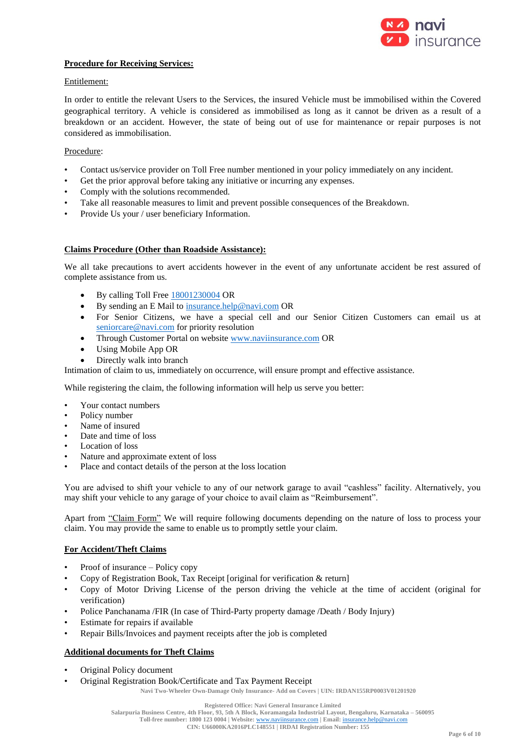**Procedure for Receiving Services:**

Entitlement:

In order to entitle the relevant Users to the Services, the insured Vehicle must be immobilised within the Covered geographical territory. A vehicle is considered as immobilised as long as it cannot be driven as a result of a breakdown or an accident. However, the state of being out of use for maintenance or repair purposes is not considered as immobilisation.

Procedure:

- Contact us/service provider on Toll Free number mentioned in your policy immediately on any incident.
- Get the prior approval before taking any initiative or incurring any expenses.
- Comply with the solutions recommended.
- Take all reasonable measures to limit and prevent possible consequences of the Breakdown.
- Provide Us your / user beneficiary Information.

**Claims Procedure (Other than Roadside Assistance):**

We all take precautions to avert accidents however in the event of any unfortunate accident be rest assured of complete assistance from us.

- By calling Toll Free 18001230004 OR
- By sending an E Mail to insurance.help@navi.com OR
- For Senior Citizens, we have a special cell and our Senior Citizen Customers can email us at seniorcare@navi.com for priority resolution
- Through Customer Portal on website www.naviinsurance.com OR
- Using Mobile App OR
- Directly walk into branch

Intimation of claim to us, immediately on occurrence, will ensure prompt and effective assistance.

While registering the claim, the following information will help us serve you better:

- Your contact numbers
- Policy number
- Name of insured
- Date and time of loss
- Location of loss
- Nature and approximate extent of loss
- Place and contact details of the person at the loss location

You are advised to shift your vehicle to any of our network garage to avail "cashless" facility. Alternatively, you may shift your vehicle to any garage of your choice to avail claim as "Reimbursement".

Apart from "Claim Form" We will require following documents depending on the nature of loss to process your claim. You may provide the same to enable us to promptly settle your claim.

**For Accident/Theft Claims**

- Proof of insurance – Policy copy
- Copy of Registration Book, Tax Receipt [original for verification & return]
- Copy of Motor Driving License of the person driving the vehicle at the time of accident (original for verification)
- Police Panchanama /FIR (In case of Third-Party property damage /Death / Body Injury)
- Estimate for repairs if available
- Repair Bills/Invoices and payment receipts after the job is completed

**Additional documents for Theft Claims**

- Original Policy document
- Original Registration Book/Certificate and Tax Payment Receipt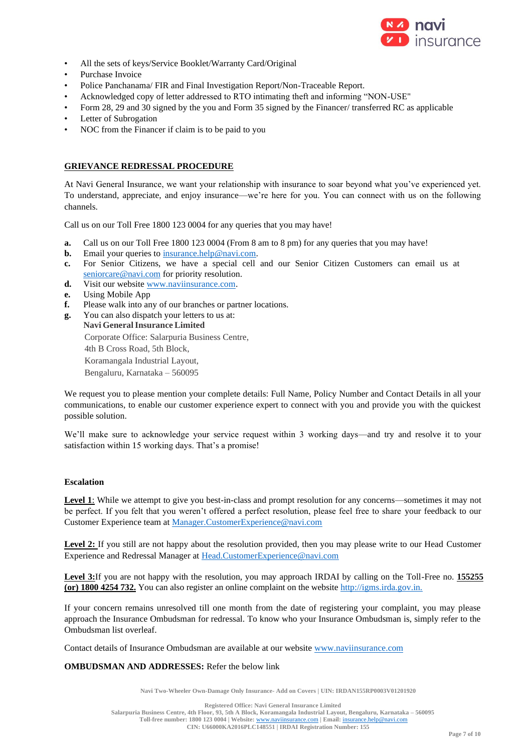- All the sets of keys/Service Booklet/Warranty Card/Original
- Purchase Invoice
- Police Panchanama/ FIR and Final Investigation Report/Non-Traceable Report.
- Acknowledged copy of letter addressed to RTO intimating theft and informing "NON-USE"
- Form 28, 29 and 30 signed by the you and Form 35 signed by the Financer/ transferred RC as applicable
- Letter of Subrogation
- NOC from the Financer if claim is to be paid to you

## GRIEVANCE REDRESSAL PROCEDURE

At Navi General Insurance, we want your relationship with insurance to soar beyond what you've experienced yet. To understand, appreciate, and enjoy insurance—we're here for you. You can connect with us on the following channels.

Call us on our Toll Free 1800 123 0004 for any queries that you may have!

**a.** Call us on our Toll Free 1800 123 0004 (From 8 am to 8 pm) for any queries that you may have!
**b.** Email your queries to insurance.help@navi.com.
**c.** For Senior Citizens, we have a special cell and our Senior Citizen Customers can email us at seniorcare@navi.com for priority resolution.
**d.** Visit our website www.naviinsurance.com.
**e.** Using Mobile App
**f.** Please walk into any of our branches or partner locations.
**g.** You can also dispatch your letters to us at:
**Navi General Insurance Limited**
Corporate Office: Salarpuria Business Centre,
4th B Cross Road, 5th Block,
Koramangala Industrial Layout,
Bengaluru, Karnataka – 560095

We request you to please mention your complete details: Full Name, Policy Number and Contact Details in all your communications, to enable our customer experience expert to connect with you and provide you with the quickest possible solution.

We'll make sure to acknowledge your service request within 3 working days—and try and resolve it to your satisfaction within 15 working days. That's a promise!

### Escalation

**Level 1**: While we attempt to give you best-in-class and prompt resolution for any concerns—sometimes it may not be perfect. If you felt that you weren't offered a perfect resolution, please feel free to share your feedback to our Customer Experience team at Manager.CustomerExperience@navi.com

**Level 2:** If you still are not happy about the resolution provided, then you may please write to our Head Customer Experience and Redressal Manager at Head.CustomerExperience@navi.com

**Level 3:** If you are not happy with the resolution, you may approach IRDAI by calling on the Toll-Free no. **155255 (or) 1800 4254 732.** You can also register an online complaint on the website http://igms.irda.gov.in.

If your concern remains unresolved till one month from the date of registering your complaint, you may please approach the Insurance Ombudsman for redressal. To know who your Insurance Ombudsman is, simply refer to the Ombudsman list overleaf.

Contact details of Insurance Ombudsman are available at our website www.naviinsurance.com

**OMBUDSMAN AND ADDRESSES:** Refer the below link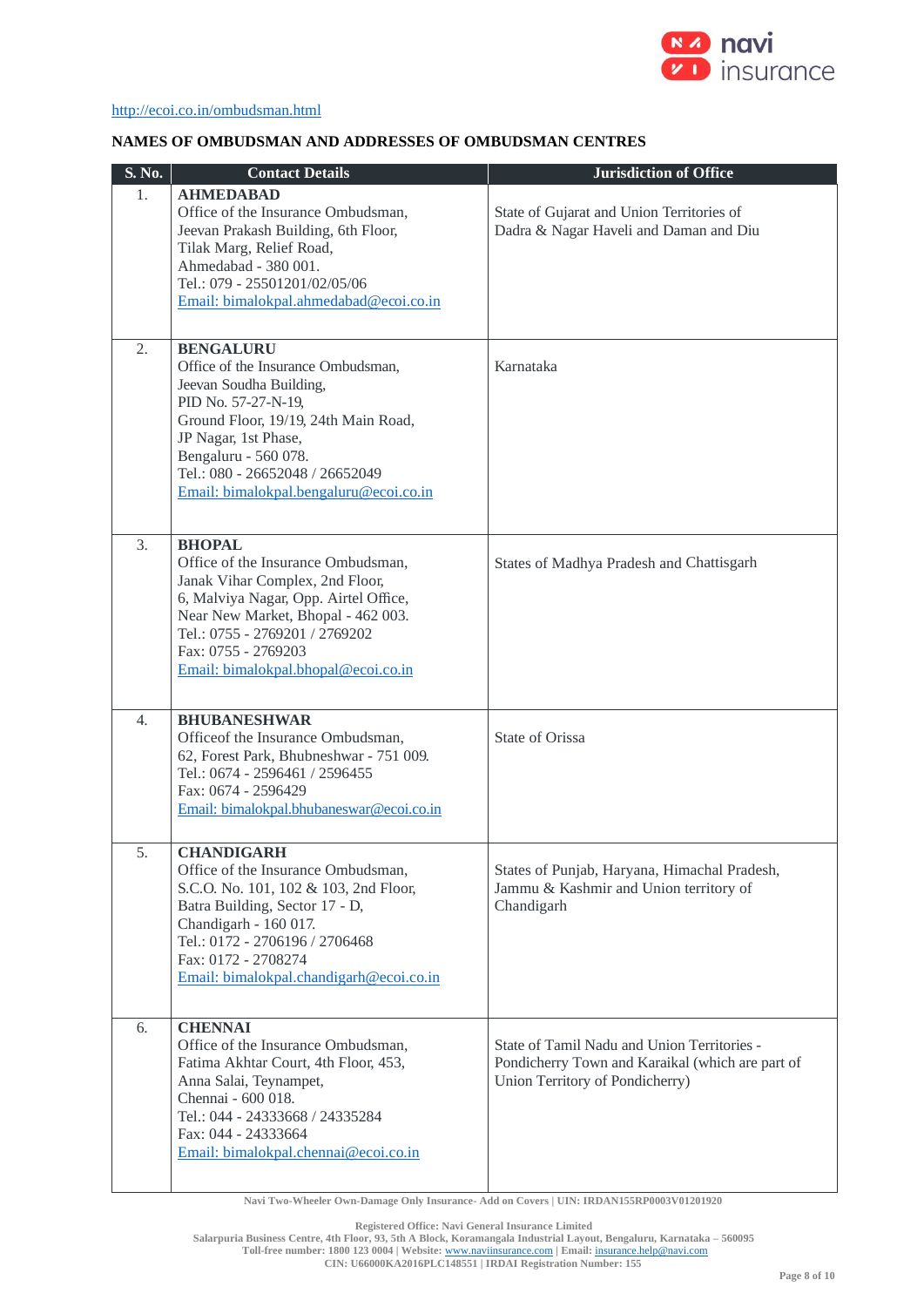http://ecoi.co.in/ombudsman.html

**NAMES OF OMBUDSMAN AND ADDRESSES OF OMBUDSMAN CENTRES**

| S. No. | Contact Details | Jurisdiction of Office |
|---|---|---|
| 1. | **AHMEDABAD**<br>Office of the Insurance Ombudsman,<br>Jeevan Prakash Building, 6th Floor,<br>Tilak Marg, Relief Road,<br>Ahmedabad - 380 001.<br>Tel.: 079 - 25501201/02/05/06<br>Email: bimalokpal.ahmedabad@ecoi.co.in | State of Gujarat and Union Territories of Dadra & Nagar Haveli and Daman and Diu |
| 2. | **BENGALURU**<br>Office of the Insurance Ombudsman,<br>Jeevan Soudha Building,<br>PID No. 57-27-N-19,<br>Ground Floor, 19/19, 24th Main Road,<br>JP Nagar, 1st Phase,<br>Bengaluru - 560 078.<br>Tel.: 080 - 26652048 / 26652049<br>Email: bimalokpal.bengaluru@ecoi.co.in | Karnataka |
| 3. | **BHOPAL**<br>Office of the Insurance Ombudsman,<br>Janak Vihar Complex, 2nd Floor,<br>6, Malviya Nagar, Opp. Airtel Office,<br>Near New Market, Bhopal - 462 003.<br>Tel.: 0755 - 2769201 / 2769202<br>Fax: 0755 - 2769203<br>Email: bimalokpal.bhopal@ecoi.co.in | States of Madhya Pradesh and Chattisgarh |
| 4. | **BHUBANESHWAR**<br>Officeof the Insurance Ombudsman,<br>62, Forest Park, Bhubneshwar - 751 009.<br>Tel.: 0674 - 2596461 / 2596455<br>Fax: 0674 - 2596429<br>Email: bimalokpal.bhubaneswar@ecoi.co.in | State of Orissa |
| 5. | **CHANDIGARH**<br>Office of the Insurance Ombudsman,<br>S.C.O. No. 101, 102 & 103, 2nd Floor,<br>Batra Building, Sector 17 - D,<br>Chandigarh - 160 017.<br>Tel.: 0172 - 2706196 / 2706468<br>Fax: 0172 - 2708274<br>Email: bimalokpal.chandigarh@ecoi.co.in | States of Punjab, Haryana, Himachal Pradesh, Jammu & Kashmir and Union territory of Chandigarh |
| 6. | **CHENNAI**<br>Office of the Insurance Ombudsman,<br>Fatima Akhtar Court, 4th Floor, 453,<br>Anna Salai, Teynampet,<br>Chennai - 600 018.<br>Tel.: 044 - 24333668 / 24335284<br>Fax: 044 - 24333664<br>Email: bimalokpal.chennai@ecoi.co.in | State of Tamil Nadu and Union Territories - Pondicherry Town and Karaikal (which are part of Union Territory of Pondicherry) |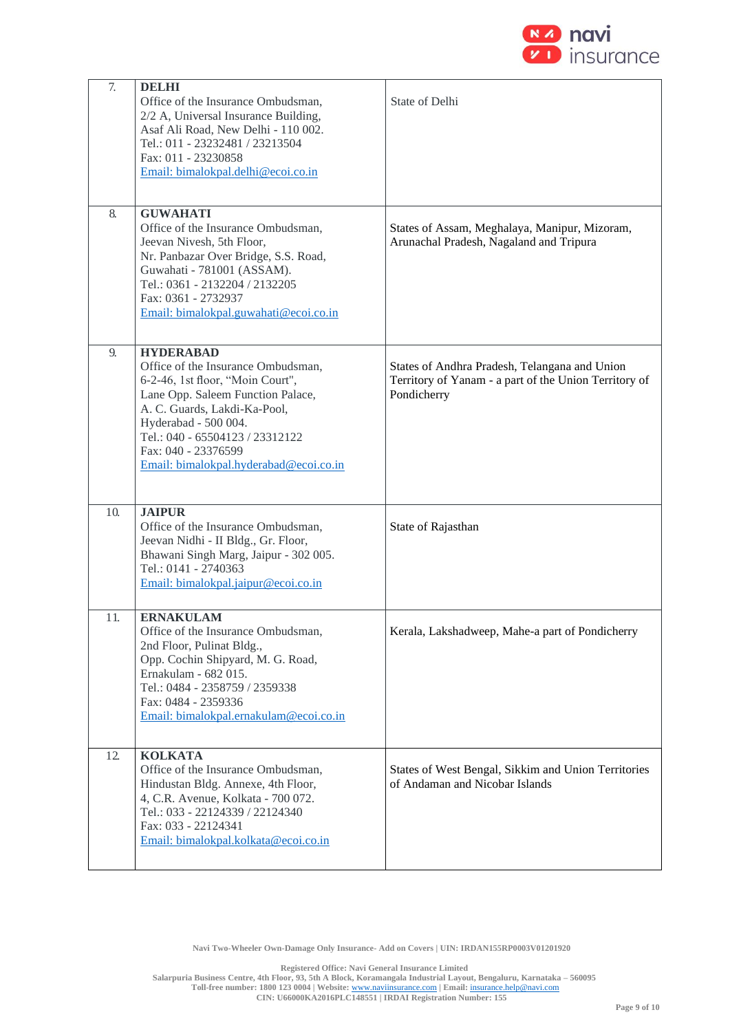| | | |
|---|---|---|
| 7. | **DELHI**<br>Office of the Insurance Ombudsman,<br>2/2 A, Universal Insurance Building,<br>Asaf Ali Road, New Delhi - 110 002.<br>Tel.: 011 - 23232481 / 23213504<br>Fax: 011 - 23230858<br>Email: bimalokpal.delhi@ecoi.co.in | State of Delhi |
| 8. | **GUWAHATI**<br>Office of the Insurance Ombudsman,<br>Jeevan Nivesh, 5th Floor,<br>Nr. Panbazar Over Bridge, S.S. Road,<br>Guwahati - 781001 (ASSAM).<br>Tel.: 0361 - 2132204 / 2132205<br>Fax: 0361 - 2732937<br>Email: bimalokpal.guwahati@ecoi.co.in | States of Assam, Meghalaya, Manipur, Mizoram, Arunachal Pradesh, Nagaland and Tripura |
| 9. | **HYDERABAD**<br>Office of the Insurance Ombudsman,<br>6-2-46, 1st floor, "Moin Court",<br>Lane Opp. Saleem Function Palace,<br>A. C. Guards, Lakdi-Ka-Pool,<br>Hyderabad - 500 004.<br>Tel.: 040 - 65504123 / 23312122<br>Fax: 040 - 23376599<br>Email: bimalokpal.hyderabad@ecoi.co.in | States of Andhra Pradesh, Telangana and Union Territory of Yanam - a part of the Union Territory of Pondicherry |
| 10. | **JAIPUR**<br>Office of the Insurance Ombudsman,<br>Jeevan Nidhi - II Bldg., Gr. Floor,<br>Bhawani Singh Marg, Jaipur - 302 005.<br>Tel.: 0141 - 2740363<br>Email: bimalokpal.jaipur@ecoi.co.in | State of Rajasthan |
| 11. | **ERNAKULAM**<br>Office of the Insurance Ombudsman,<br>2nd Floor, Pulinat Bldg.,<br>Opp. Cochin Shipyard, M. G. Road,<br>Ernakulam - 682 015.<br>Tel.: 0484 - 2358759 / 2359338<br>Fax: 0484 - 2359336<br>Email: bimalokpal.ernakulam@ecoi.co.in | Kerala, Lakshadweep, Mahe-a part of Pondicherry |
| 12. | **KOLKATA**<br>Office of the Insurance Ombudsman,<br>Hindustan Bldg. Annexe, 4th Floor,<br>4, C.R. Avenue, Kolkata - 700 072.<br>Tel.: 033 - 22124339 / 22124340<br>Fax: 033 - 22124341<br>Email: bimalokpal.kolkata@ecoi.co.in | States of West Bengal, Sikkim and Union Territories of Andaman and Nicobar Islands |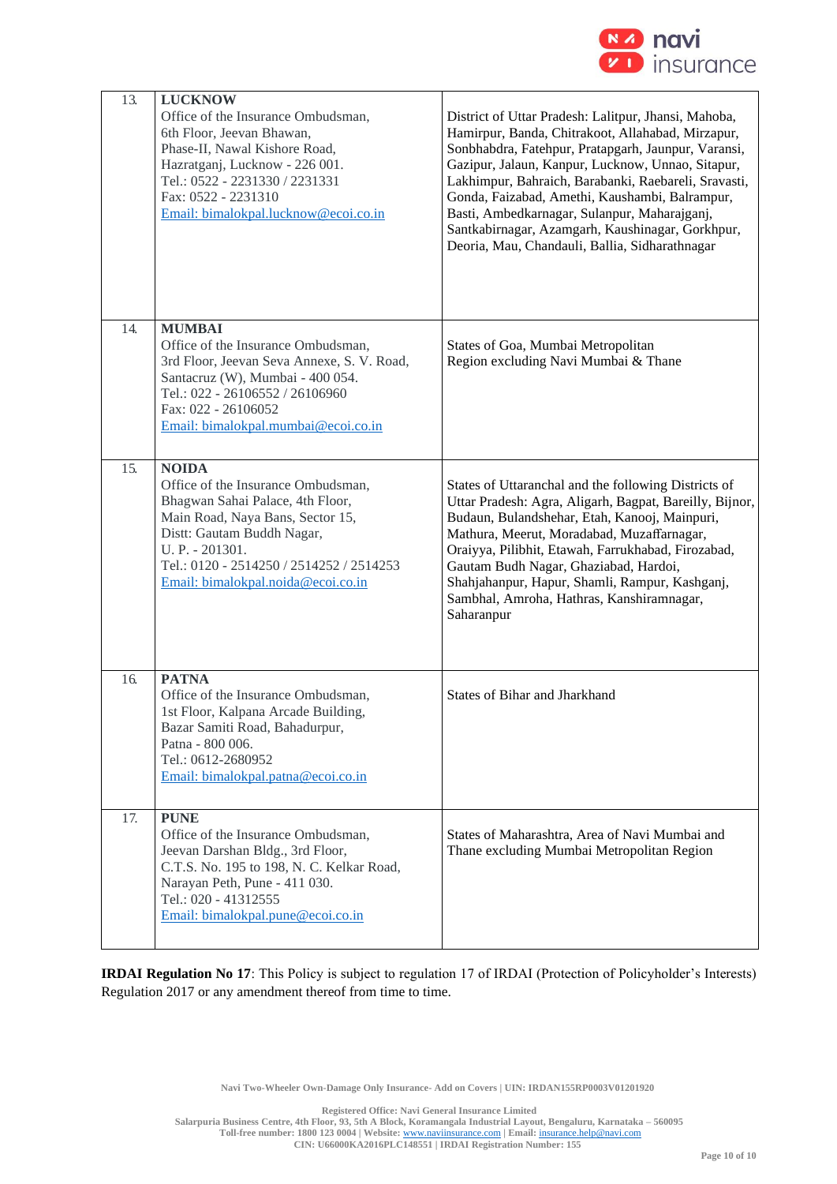| | | |
|---|---|---|
| 13. | **LUCKNOW**<br>Office of the Insurance Ombudsman,<br>6th Floor, Jeevan Bhawan,<br>Phase-II, Nawal Kishore Road,<br>Hazratganj, Lucknow - 226 001.<br>Tel.: 0522 - 2231330 / 2231331<br>Fax: 0522 - 2231310<br>Email: bimalokpal.lucknow@ecoi.co.in | District of Uttar Pradesh: Lalitpur, Jhansi, Mahoba, Hamirpur, Banda, Chitrakoot, Allahabad, Mirzapur, Sonbhabdra, Fatehpur, Pratapgarh, Jaunpur, Varansi, Gazipur, Jalaun, Kanpur, Lucknow, Unnao, Sitapur, Lakhimpur, Bahraich, Barabanki, Raebareli, Sravasti, Gonda, Faizabad, Amethi, Kaushambi, Balrampur, Basti, Ambedkarnagar, Sulanpur, Maharajganj, Santkabirnagar, Azamgarh, Kaushinagar, Gorkhpur, Deoria, Mau, Chandauli, Ballia, Sidharathnagar |
| 14. | **MUMBAI**<br>Office of the Insurance Ombudsman,<br>3rd Floor, Jeevan Seva Annexe, S. V. Road,<br>Santacruz (W), Mumbai - 400 054.<br>Tel.: 022 - 26106552 / 26106960<br>Fax: 022 - 26106052<br>Email: bimalokpal.mumbai@ecoi.co.in | States of Goa, Mumbai Metropolitan Region excluding Navi Mumbai & Thane |
| 15. | **NOIDA**<br>Office of the Insurance Ombudsman,<br>Bhagwan Sahai Palace, 4th Floor,<br>Main Road, Naya Bans, Sector 15,<br>Distt: Gautam Buddh Nagar,<br>U. P. - 201301.<br>Tel.: 0120 - 2514250 / 2514252 / 2514253<br>Email: bimalokpal.noida@ecoi.co.in | States of Uttaranchal and the following Districts of Uttar Pradesh: Agra, Aligarh, Bagpat, Bareilly, Bijnor, Budaun, Bulandshehar, Etah, Kanooj, Mainpuri, Mathura, Meerut, Moradabad, Muzaffarnagar, Oraiyya, Pilibhit, Etawah, Farrukhabad, Firozabad, Gautam Budh Nagar, Ghaziabad, Hardoi, Shahjahanpur, Hapur, Shamli, Rampur, Kashganj, Sambhal, Amroha, Hathras, Kanshiramnagar, Saharanpur |
| 16. | **PATNA**<br>Office of the Insurance Ombudsman,<br>1st Floor, Kalpana Arcade Building,<br>Bazar Samiti Road, Bahadurpur,<br>Patna - 800 006.<br>Tel.: 0612-2680952<br>Email: bimalokpal.patna@ecoi.co.in | States of Bihar and Jharkhand |
| 17. | **PUNE**<br>Office of the Insurance Ombudsman,<br>Jeevan Darshan Bldg., 3rd Floor,<br>C.T.S. No. 195 to 198, N. C. Kelkar Road,<br>Narayan Peth, Pune - 411 030.<br>Tel.: 020 - 41312555<br>Email: bimalokpal.pune@ecoi.co.in | States of Maharashtra, Area of Navi Mumbai and Thane excluding Mumbai Metropolitan Region |

**IRDAI Regulation No 17**: This Policy is subject to regulation 17 of IRDAI (Protection of Policyholder's Interests) Regulation 2017 or any amendment thereof from time to time.

Navi Two-Wheeler Own-Damage Only Insurance- Add on Covers | UIN: IRDAN155RP0003V01201920

Registered Office: Navi General Insurance Limited
Salarpuria Business Centre, 4th Floor, 93, 5th A Block, Koramangala Industrial Layout, Bengaluru, Karnataka – 560095
Toll-free number: 1800 123 0004 | Website: www.naviinsurance.com | Email: insurance.help@navi.com
CIN: U66000KA2016PLC148551 | IRDAI Registration Number: 155